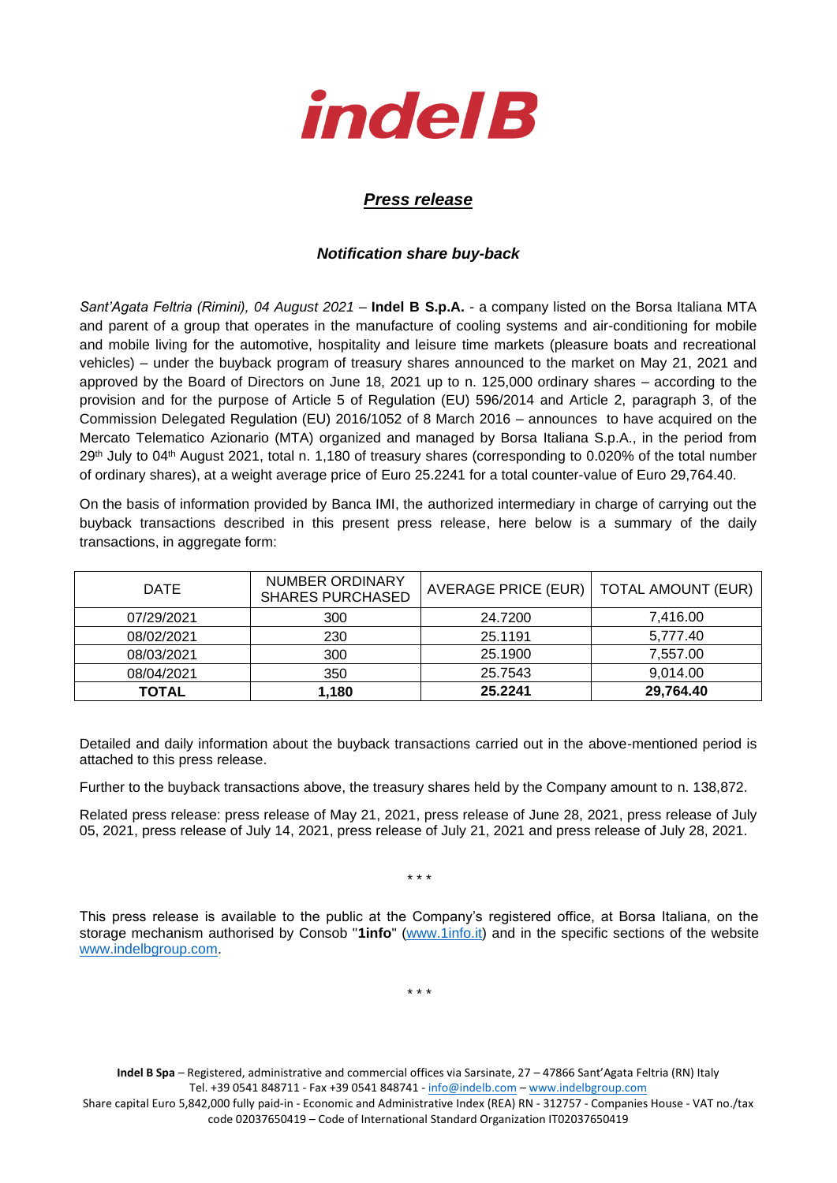indel B

## *Press release*

### *Notification share buy-back*

*Sant'Agata Feltria (Rimini), 04 August 2021* – **Indel B S.p.A.** - a company listed on the Borsa Italiana MTA and parent of a group that operates in the manufacture of cooling systems and air-conditioning for mobile and mobile living for the automotive, hospitality and leisure time markets (pleasure boats and recreational vehicles) – under the buyback program of treasury shares announced to the market on May 21, 2021 and approved by the Board of Directors on June 18, 2021 up to n. 125,000 ordinary shares – according to the provision and for the purpose of Article 5 of Regulation (EU) 596/2014 and Article 2, paragraph 3, of the Commission Delegated Regulation (EU) 2016/1052 of 8 March 2016 – announces to have acquired on the Mercato Telematico Azionario (MTA) organized and managed by Borsa Italiana S.p.A., in the period from 29th July to 04th August 2021, total n. 1,180 of treasury shares (corresponding to 0.020% of the total number of ordinary shares), at a weight average price of Euro 25.2241 for a total counter-value of Euro 29,764.40.

On the basis of information provided by Banca IMI, the authorized intermediary in charge of carrying out the buyback transactions described in this present press release, here below is a summary of the daily transactions, in aggregate form:

| DATE | NUMBER ORDINARY SHARES PURCHASED | AVERAGE PRICE (EUR) | TOTAL AMOUNT (EUR) |
|---|---|---|---|
| 07/29/2021 | 300 | 24.7200 | 7,416.00 |
| 08/02/2021 | 230 | 25.1191 | 5,777.40 |
| 08/03/2021 | 300 | 25.1900 | 7,557.00 |
| 08/04/2021 | 350 | 25.7543 | 9,014.00 |
| **TOTAL** | **1,180** | **25.2241** | **29,764.40** |

Detailed and daily information about the buyback transactions carried out in the above-mentioned period is attached to this press release.

Further to the buyback transactions above, the treasury shares held by the Company amount to n. 138,872.

Related press release: press release of May 21, 2021, press release of June 28, 2021, press release of July 05, 2021, press release of July 14, 2021, press release of July 21, 2021 and press release of July 28, 2021.

\* \* \*

This press release is available to the public at the Company's registered office, at Borsa Italiana, on the storage mechanism authorised by Consob "**1info**" (www.1info.it) and in the specific sections of the website www.indelbgroup.com.

\* \* \*

**Indel B Spa** – Registered, administrative and commercial offices via Sarsinate, 27 – 47866 Sant'Agata Feltria (RN) Italy
Tel. +39 0541 848711 - Fax +39 0541 848741 - info@indelb.com – www.indelbgroup.com
Share capital Euro 5,842,000 fully paid-in - Economic and Administrative Index (REA) RN - 312757 - Companies House - VAT no./tax code 02037650419 – Code of International Standard Organization IT02037650419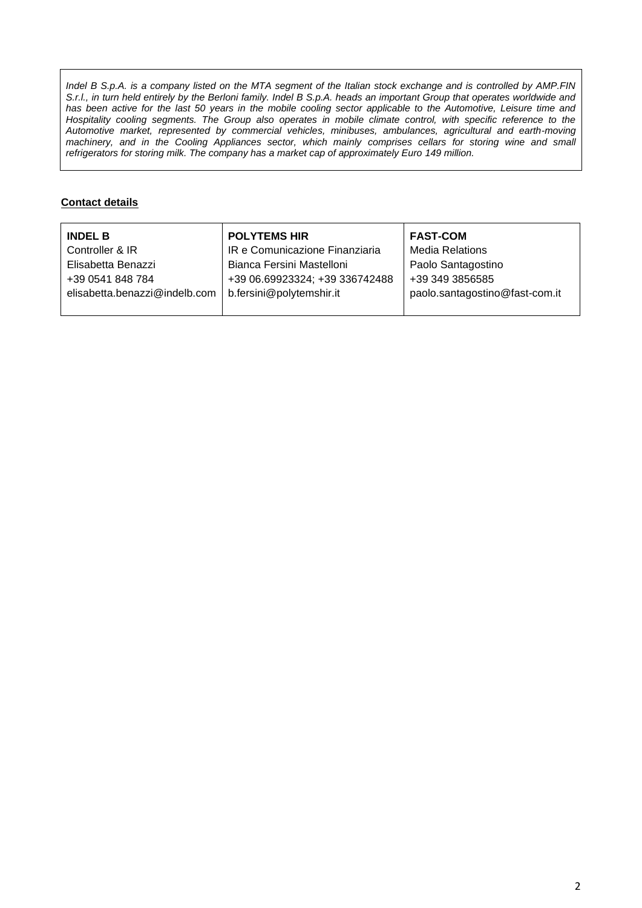*Indel B S.p.A. is a company listed on the MTA segment of the Italian stock exchange and is controlled by AMP.FIN S.r.l., in turn held entirely by the Berloni family. Indel B S.p.A. heads an important Group that operates worldwide and has been active for the last 50 years in the mobile cooling sector applicable to the Automotive, Leisure time and Hospitality cooling segments. The Group also operates in mobile climate control, with specific reference to the Automotive market, represented by commercial vehicles, minibuses, ambulances, agricultural and earth-moving machinery, and in the Cooling Appliances sector, which mainly comprises cellars for storing wine and small refrigerators for storing milk. The company has a market cap of approximately Euro 149 million.*

**Contact details**

| **INDEL B** | **POLYTEMS HIR** | **FAST-COM** |
|---|---|---|
| Controller & IR | IR e Comunicazione Finanziaria | Media Relations |
| Elisabetta Benazzi | Bianca Fersini Mastelloni | Paolo Santagostino |
| +39 0541 848 784 | +39 06.69923324; +39 336742488 | +39 349 3856585 |
| elisabetta.benazzi@indelb.com | b.fersini@polytemshir.it | paolo.santagostino@fast-com.it |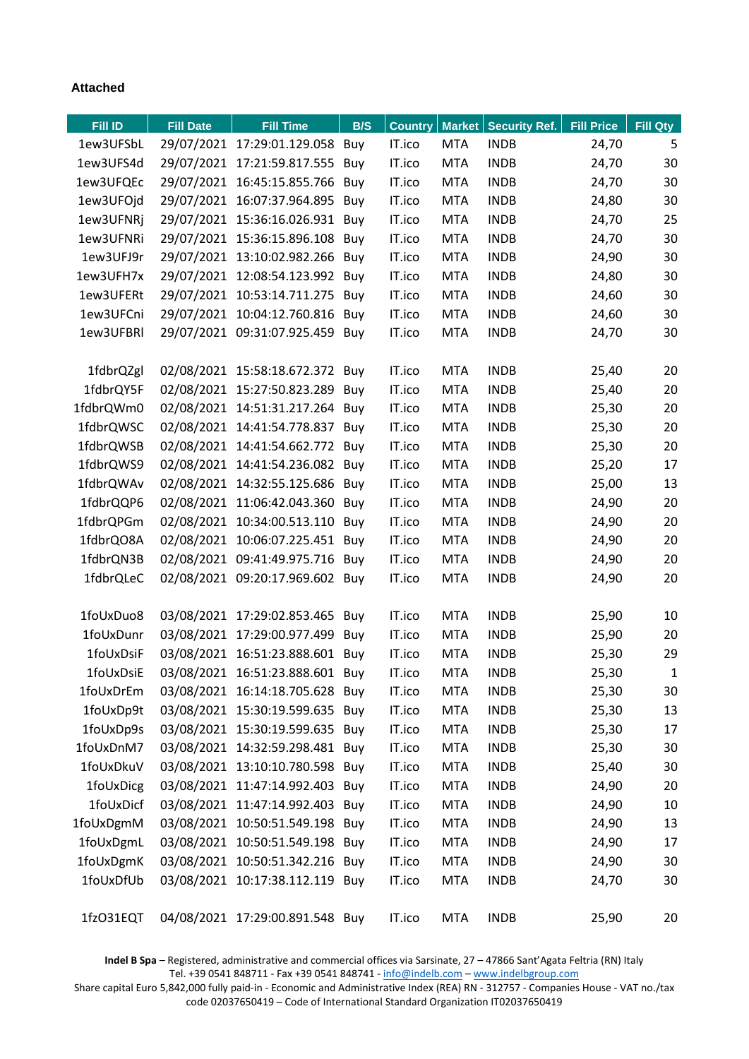**Attached**

| Fill ID | Fill Date | Fill Time | B/S | Country | Market | Security Ref. | Fill Price | Fill Qty |
|---|---|---|---|---|---|---|---|---|
| 1ew3UFSbL | 29/07/2021 | 17:29:01.129.058 | Buy | IT.ico | MTA | INDB | 24,70 | 5 |
| 1ew3UFS4d | 29/07/2021 | 17:21:59.817.555 | Buy | IT.ico | MTA | INDB | 24,70 | 30 |
| 1ew3UFQEc | 29/07/2021 | 16:45:15.855.766 | Buy | IT.ico | MTA | INDB | 24,70 | 30 |
| 1ew3UFOjd | 29/07/2021 | 16:07:37.964.895 | Buy | IT.ico | MTA | INDB | 24,80 | 30 |
| 1ew3UFNRj | 29/07/2021 | 15:36:16.026.931 | Buy | IT.ico | MTA | INDB | 24,70 | 25 |
| 1ew3UFNRi | 29/07/2021 | 15:36:15.896.108 | Buy | IT.ico | MTA | INDB | 24,70 | 30 |
| 1ew3UFJ9r | 29/07/2021 | 13:10:02.982.266 | Buy | IT.ico | MTA | INDB | 24,90 | 30 |
| 1ew3UFH7x | 29/07/2021 | 12:08:54.123.992 | Buy | IT.ico | MTA | INDB | 24,80 | 30 |
| 1ew3UFERt | 29/07/2021 | 10:53:14.711.275 | Buy | IT.ico | MTA | INDB | 24,60 | 30 |
| 1ew3UFCni | 29/07/2021 | 10:04:12.760.816 | Buy | IT.ico | MTA | INDB | 24,60 | 30 |
| 1ew3UFBRl | 29/07/2021 | 09:31:07.925.459 | Buy | IT.ico | MTA | INDB | 24,70 | 30 |
| | | | | | | | | |
| 1fdbrQZgl | 02/08/2021 | 15:58:18.672.372 | Buy | IT.ico | MTA | INDB | 25,40 | 20 |
| 1fdbrQY5F | 02/08/2021 | 15:27:50.823.289 | Buy | IT.ico | MTA | INDB | 25,40 | 20 |
| 1fdbrQWm0 | 02/08/2021 | 14:51:31.217.264 | Buy | IT.ico | MTA | INDB | 25,30 | 20 |
| 1fdbrQWSC | 02/08/2021 | 14:41:54.778.837 | Buy | IT.ico | MTA | INDB | 25,30 | 20 |
| 1fdbrQWSB | 02/08/2021 | 14:41:54.662.772 | Buy | IT.ico | MTA | INDB | 25,30 | 20 |
| 1fdbrQWS9 | 02/08/2021 | 14:41:54.236.082 | Buy | IT.ico | MTA | INDB | 25,20 | 17 |
| 1fdbrQWAv | 02/08/2021 | 14:32:55.125.686 | Buy | IT.ico | MTA | INDB | 25,00 | 13 |
| 1fdbrQQP6 | 02/08/2021 | 11:06:42.043.360 | Buy | IT.ico | MTA | INDB | 24,90 | 20 |
| 1fdbrQPGm | 02/08/2021 | 10:34:00.513.110 | Buy | IT.ico | MTA | INDB | 24,90 | 20 |
| 1fdbrQO8A | 02/08/2021 | 10:06:07.225.451 | Buy | IT.ico | MTA | INDB | 24,90 | 20 |
| 1fdbrQN3B | 02/08/2021 | 09:41:49.975.716 | Buy | IT.ico | MTA | INDB | 24,90 | 20 |
| 1fdbrQLeC | 02/08/2021 | 09:20:17.969.602 | Buy | IT.ico | MTA | INDB | 24,90 | 20 |
| | | | | | | | | |
| 1foUxDuo8 | 03/08/2021 | 17:29:02.853.465 | Buy | IT.ico | MTA | INDB | 25,90 | 10 |
| 1foUxDunr | 03/08/2021 | 17:29:00.977.499 | Buy | IT.ico | MTA | INDB | 25,90 | 20 |
| 1foUxDsiF | 03/08/2021 | 16:51:23.888.601 | Buy | IT.ico | MTA | INDB | 25,30 | 29 |
| 1foUxDsiE | 03/08/2021 | 16:51:23.888.601 | Buy | IT.ico | MTA | INDB | 25,30 | 1 |
| 1foUxDrEm | 03/08/2021 | 16:14:18.705.628 | Buy | IT.ico | MTA | INDB | 25,30 | 30 |
| 1foUxDp9t | 03/08/2021 | 15:30:19.599.635 | Buy | IT.ico | MTA | INDB | 25,30 | 13 |
| 1foUxDp9s | 03/08/2021 | 15:30:19.599.635 | Buy | IT.ico | MTA | INDB | 25,30 | 17 |
| 1foUxDnM7 | 03/08/2021 | 14:32:59.298.481 | Buy | IT.ico | MTA | INDB | 25,30 | 30 |
| 1foUxDkuV | 03/08/2021 | 13:10:10.780.598 | Buy | IT.ico | MTA | INDB | 25,40 | 30 |
| 1foUxDicg | 03/08/2021 | 11:47:14.992.403 | Buy | IT.ico | MTA | INDB | 24,90 | 20 |
| 1foUxDicf | 03/08/2021 | 11:47:14.992.403 | Buy | IT.ico | MTA | INDB | 24,90 | 10 |
| 1foUxDgmM | 03/08/2021 | 10:50:51.549.198 | Buy | IT.ico | MTA | INDB | 24,90 | 13 |
| 1foUxDgmL | 03/08/2021 | 10:50:51.549.198 | Buy | IT.ico | MTA | INDB | 24,90 | 17 |
| 1foUxDgmK | 03/08/2021 | 10:50:51.342.216 | Buy | IT.ico | MTA | INDB | 24,90 | 30 |
| 1foUxDfUb | 03/08/2021 | 10:17:38.112.119 | Buy | IT.ico | MTA | INDB | 24,70 | 30 |
| | | | | | | | | |
| 1fzO31EQT | 04/08/2021 | 17:29:00.891.548 | Buy | IT.ico | MTA | INDB | 25,90 | 20 |

**Indel B Spa** – Registered, administrative and commercial offices via Sarsinate, 27 – 47866 Sant'Agata Feltria (RN) Italy
Tel. +39 0541 848711 - Fax +39 0541 848741 - info@indelb.com – www.indelbgroup.com
Share capital Euro 5,842,000 fully paid-in - Economic and Administrative Index (REA) RN - 312757 - Companies House - VAT no./tax code 02037650419 – Code of International Standard Organization IT02037650419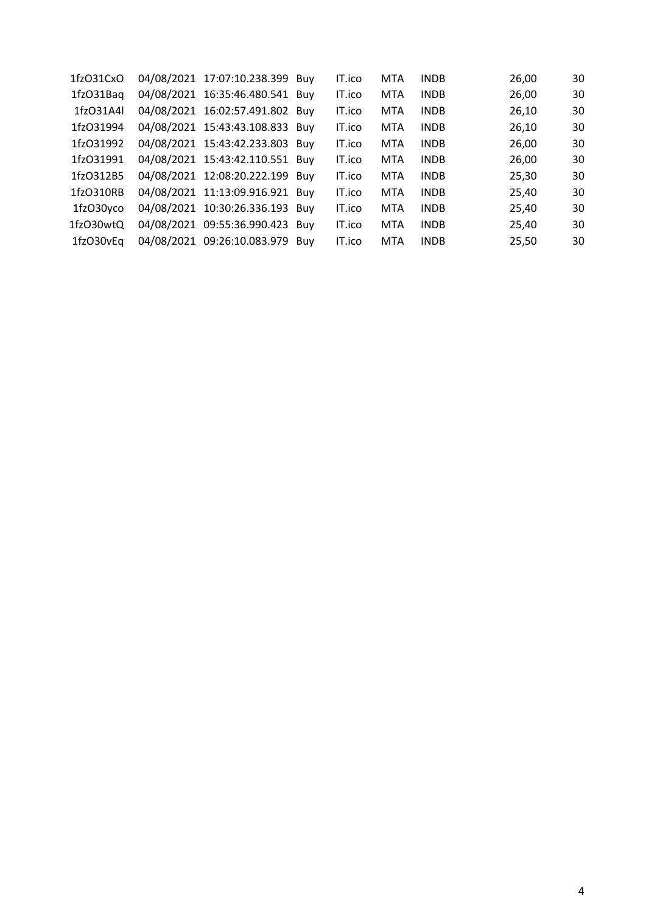| | | | | | | | | |
|---|---|---|---|---|---|---|---|---|
| 1fzO31CxO | 04/08/2021 | 17:07:10.238.399 | Buy | IT.ico | MTA | INDB | 26,00 | 30 |
| 1fzO31Baq | 04/08/2021 | 16:35:46.480.541 | Buy | IT.ico | MTA | INDB | 26,00 | 30 |
| 1fzO31A4l | 04/08/2021 | 16:02:57.491.802 | Buy | IT.ico | MTA | INDB | 26,10 | 30 |
| 1fzO31994 | 04/08/2021 | 15:43:43.108.833 | Buy | IT.ico | MTA | INDB | 26,10 | 30 |
| 1fzO31992 | 04/08/2021 | 15:43:42.233.803 | Buy | IT.ico | MTA | INDB | 26,00 | 30 |
| 1fzO31991 | 04/08/2021 | 15:43:42.110.551 | Buy | IT.ico | MTA | INDB | 26,00 | 30 |
| 1fzO312B5 | 04/08/2021 | 12:08:20.222.199 | Buy | IT.ico | MTA | INDB | 25,30 | 30 |
| 1fzO310RB | 04/08/2021 | 11:13:09.916.921 | Buy | IT.ico | MTA | INDB | 25,40 | 30 |
| 1fzO30yco | 04/08/2021 | 10:30:26.336.193 | Buy | IT.ico | MTA | INDB | 25,40 | 30 |
| 1fzO30wtQ | 04/08/2021 | 09:55:36.990.423 | Buy | IT.ico | MTA | INDB | 25,40 | 30 |
| 1fzO30vEq | 04/08/2021 | 09:26:10.083.979 | Buy | IT.ico | MTA | INDB | 25,50 | 30 |